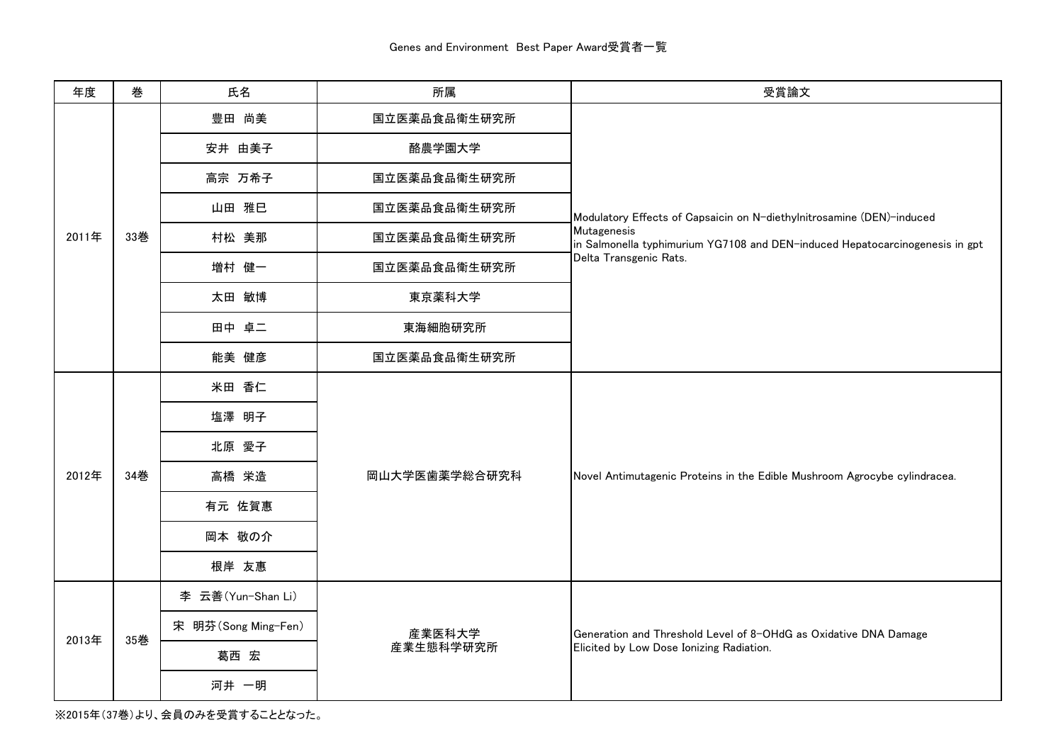# Genes and Environment Best Paper Award受賞者一覧

| 年度 | 巻 | 氏名 | 所属 | 受賞論文 |
| --- | --- | --- | --- | --- |
| 2011年 | 33巻 | 豊田 尚美 | 国立医薬品食品衛生研究所 | Modulatory Effects of Capsaicin on N-diethylnitrosamine (DEN)-induced Mutagenesis in Salmonella typhimurium YG7108 and DEN-induced Hepatocarcinogenesis in gpt Delta Transgenic Rats. |
| | | 安井 由美子 | 酪農学園大学 | |
| | | 高宗 万希子 | 国立医薬品食品衛生研究所 | |
| | | 山田 雅巳 | 国立医薬品食品衛生研究所 | |
| | | 村松 美那 | 国立医薬品食品衛生研究所 | |
| | | 増村 健一 | 国立医薬品食品衛生研究所 | |
| | | 太田 敏博 | 東京薬科大学 | |
| | | 田中 卓二 | 東海細胞研究所 | |
| | | 能美 健彦 | 国立医薬品食品衛生研究所 | |
| 2012年 | 34巻 | 米田 香仁 | 岡山大学医歯薬学総合研究科 | Novel Antimutagenic Proteins in the Edible Mushroom Agrocybe cylindracea. |
| | | 塩澤 明子 | | |
| | | 北原 愛子 | | |
| | | 高橋 栄造 | | |
| | | 有元 佐賀惠 | | |
| | | 岡本 敬の介 | | |
| | | 根岸 友惠 | | |
| 2013年 | 35巻 | 李 云善(Yun-Shan Li) | 産業医科大学 産業生態科学研究所 | Generation and Threshold Level of 8-OHdG as Oxidative DNA Damage Elicited by Low Dose Ionizing Radiation. |
| | | 宋 明芬(Song Ming-Fen) | | |
| | | 葛西 宏 | | |
| | | 河井 一明 | | |

※2015年(37巻)より、会員のみを受賞することとなった。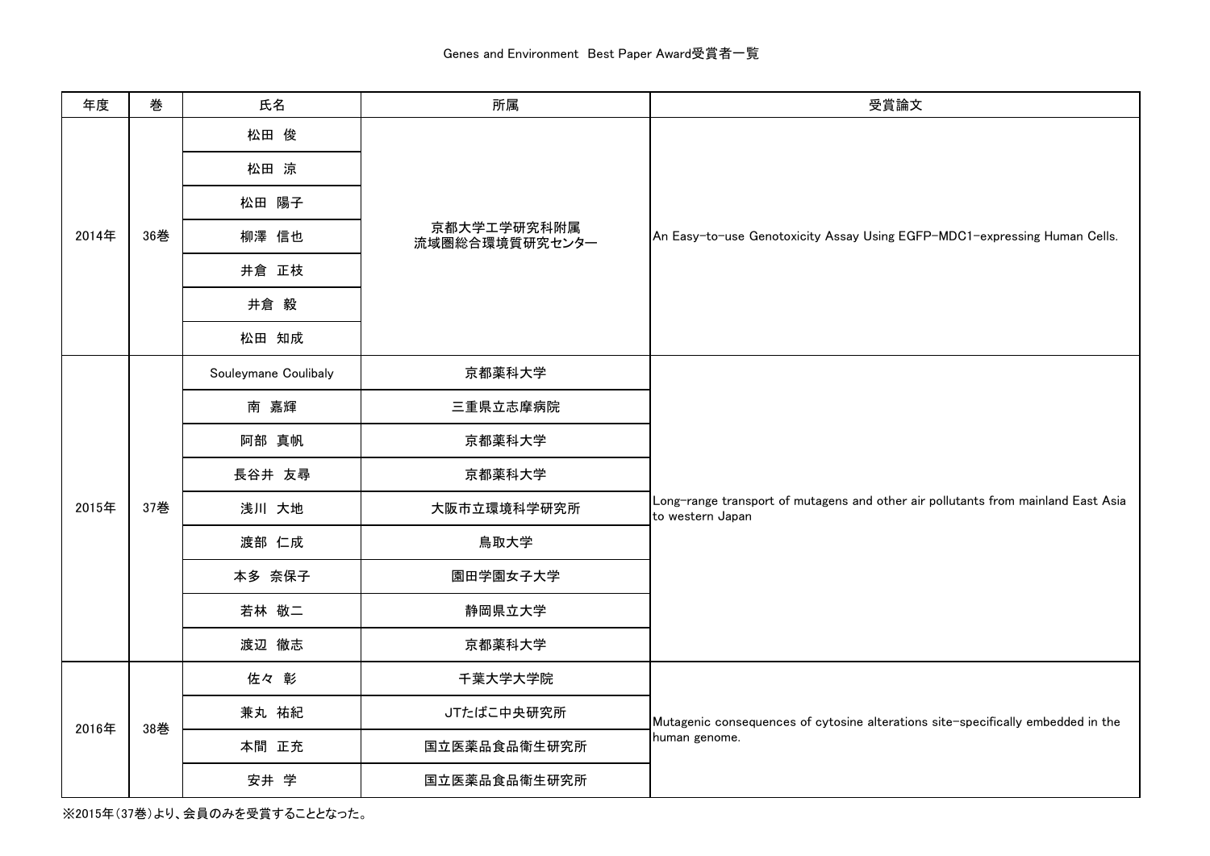Genes and Environment Best Paper Award受賞者一覧

| 年度 | 巻 | 氏名 | 所属 | 受賞論文 |
| --- | --- | --- | --- | --- |
| 2014年 | 36巻 | 松田 俊 | 京都大学工学研究科附属 流域圏総合環境質研究センター | An Easy-to-use Genotoxicity Assay Using EGFP-MDC1-expressing Human Cells. |
| | | 松田 涼 | | |
| | | 松田 陽子 | | |
| | | 柳澤 信也 | | |
| | | 井倉 正枝 | | |
| | | 井倉 毅 | | |
| | | 松田 知成 | | |
| 2015年 | 37巻 | Souleymane Coulibaly | 京都薬科大学 | Long-range transport of mutagens and other air pollutants from mainland East Asia to western Japan |
| | | 南 嘉輝 | 三重県立志摩病院 | |
| | | 阿部 真帆 | 京都薬科大学 | |
| | | 長谷井 友尋 | 京都薬科大学 | |
| | | 浅川 大地 | 大阪市立環境科学研究所 | |
| | | 渡部 仁成 | 鳥取大学 | |
| | | 本多 奈保子 | 園田学園女子大学 | |
| | | 若林 敬二 | 静岡県立大学 | |
| | | 渡辺 徹志 | 京都薬科大学 | |
| 2016年 | 38巻 | 佐々 彰 | 千葉大学大学院 | Mutagenic consequences of cytosine alterations site-specifically embedded in the human genome. |
| | | 兼丸 祐紀 | JTたばこ中央研究所 | |
| | | 本間 正充 | 国立医薬品食品衛生研究所 | |
| | | 安井 学 | 国立医薬品食品衛生研究所 | |

※2015年(37巻)より、会員のみを受賞することとなった。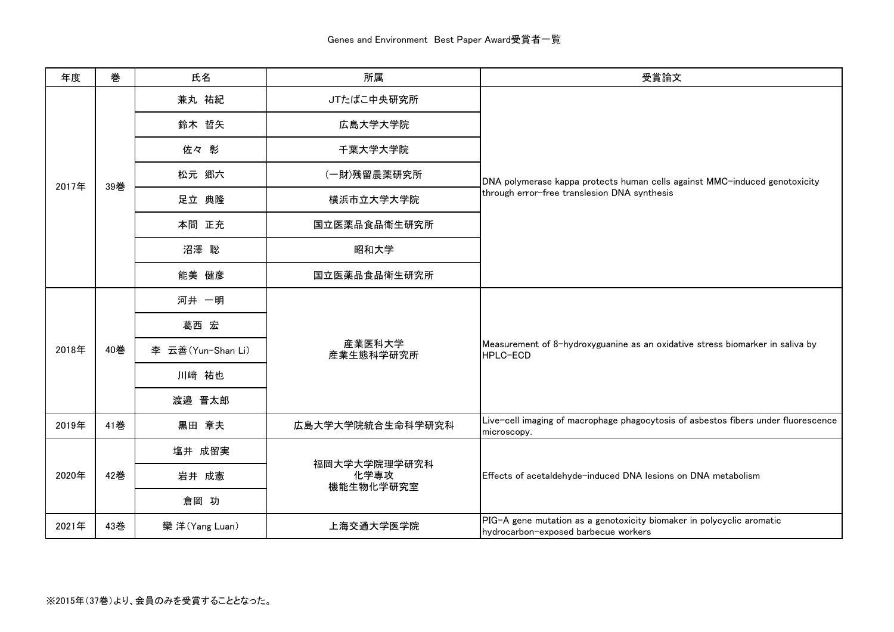Genes and Environment Best Paper Award受賞者一覧

| 年度 | 巻 | 氏名 | 所属 | 受賞論文 |
| --- | --- | --- | --- | --- |
| 2017年 | 39巻 | 兼丸 祐紀 | JTたばこ中央研究所 | DNA polymerase kappa protects human cells against MMC-induced genotoxicity through error-free translesion DNA synthesis |
| | | 鈴木 哲矢 | 広島大学大学院 | |
| | | 佐々 彰 | 千葉大学大学院 | |
| | | 松元 郷六 | (一財)残留農薬研究所 | |
| | | 足立 典隆 | 横浜市立大学大学院 | |
| | | 本間 正充 | 国立医薬品食品衛生研究所 | |
| | | 沼澤 聡 | 昭和大学 | |
| | | 能美 健彦 | 国立医薬品食品衛生研究所 | |
| 2018年 | 40巻 | 河井 一明 | 産業医科大学 産業生態科学研究所 | Measurement of 8-hydroxyguanine as an oxidative stress biomarker in saliva by HPLC-ECD |
| | | 葛西 宏 | | |
| | | 李 云善(Yun-Shan Li) | | |
| | | 川﨑 祐也 | | |
| | | 渡邉 晋太郎 | | |
| 2019年 | 41巻 | 黒田 章夫 | 広島大学大学院統合生命科学研究科 | Live-cell imaging of macrophage phagocytosis of asbestos fibers under fluorescence microscopy. |
| 2020年 | 42巻 | 塩井 成留実 | 福岡大学大学院理学研究科 化学専攻 機能生物化学研究室 | Effects of acetaldehyde-induced DNA lesions on DNA metabolism |
| | | 岩井 成憲 | | |
| | | 倉岡 功 | | |
| 2021年 | 43巻 | 欒 洋(Yang Luan) | 上海交通大学医学院 | PIG-A gene mutation as a genotoxicity biomaker in polycyclic aromatic hydrocarbon-exposed barbecue workers |

※2015年(37巻)より、会員のみを受賞することとなった。